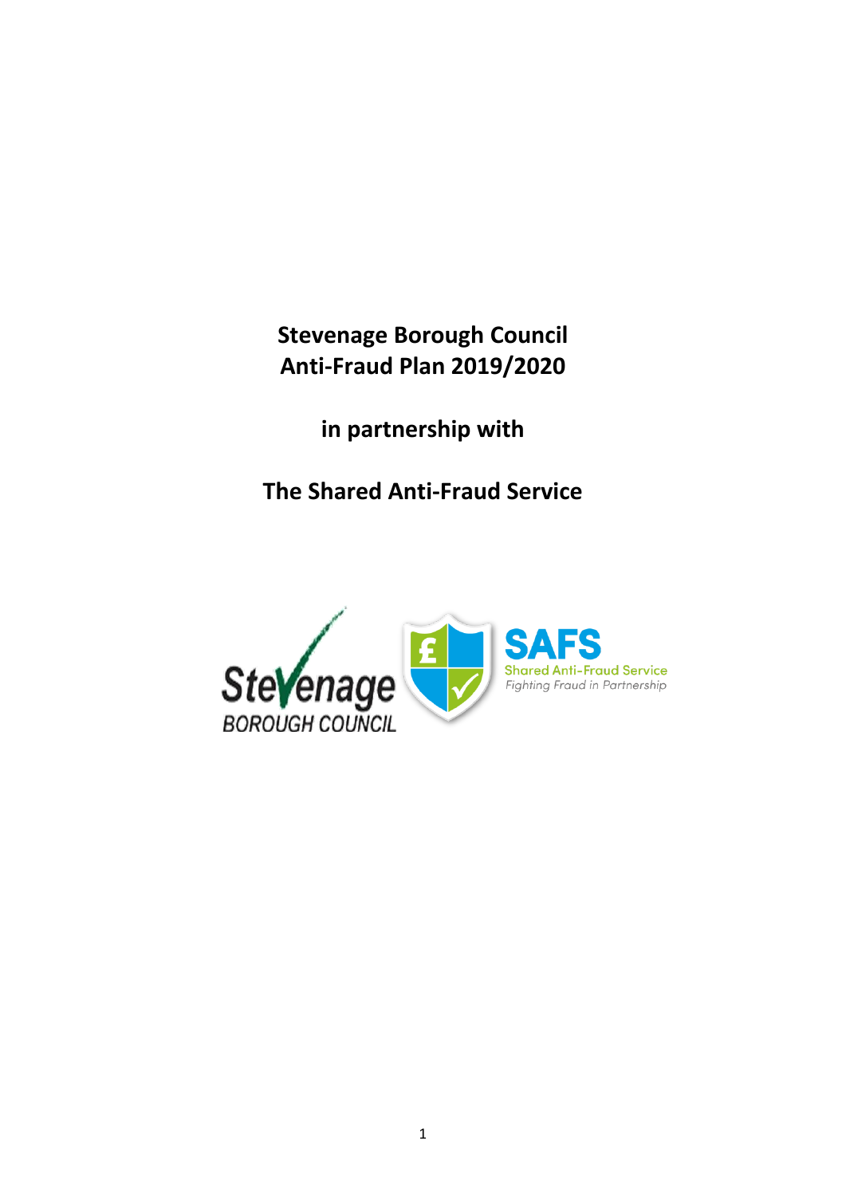# Stevenage Borough Council Anti-Fraud Plan 2019/2020

## in partnership with

## The Shared Anti-Fraud Service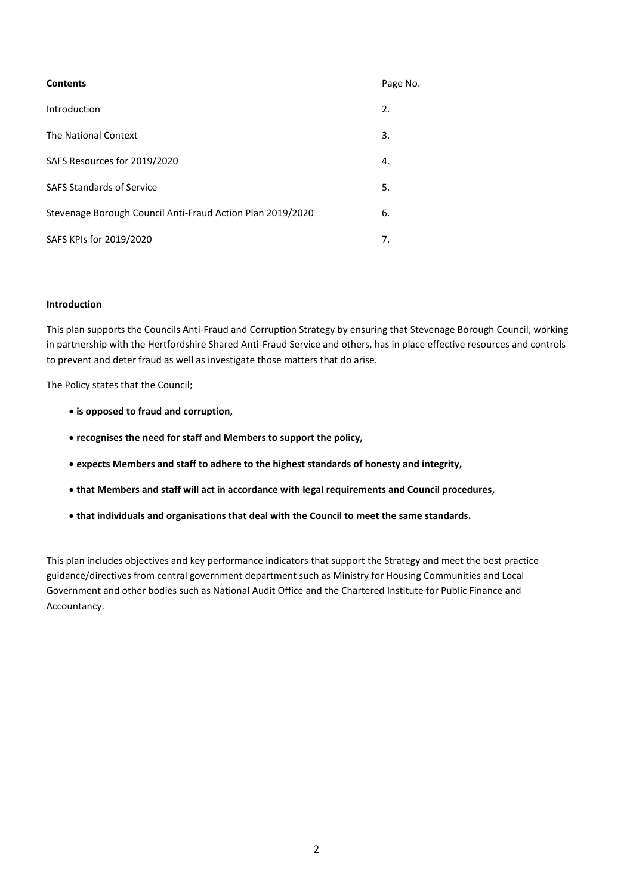| **Contents** | Page No. |
|---|---|
| Introduction | 2. |
| The National Context | 3. |
| SAFS Resources for 2019/2020 | 4. |
| SAFS Standards of Service | 5. |
| Stevenage Borough Council Anti-Fraud Action Plan 2019/2020 | 6. |
| SAFS KPIs for 2019/2020 | 7. |

## Introduction

This plan supports the Councils Anti-Fraud and Corruption Strategy by ensuring that Stevenage Borough Council, working in partnership with the Hertfordshire Shared Anti-Fraud Service and others, has in place effective resources and controls to prevent and deter fraud as well as investigate those matters that do arise.

The Policy states that the Council;

- **is opposed to fraud and corruption,**
- **recognises the need for staff and Members to support the policy,**
- **expects Members and staff to adhere to the highest standards of honesty and integrity,**
- **that Members and staff will act in accordance with legal requirements and Council procedures,**
- **that individuals and organisations that deal with the Council to meet the same standards.**

This plan includes objectives and key performance indicators that support the Strategy and meet the best practice guidance/directives from central government department such as Ministry for Housing Communities and Local Government and other bodies such as National Audit Office and the Chartered Institute for Public Finance and Accountancy.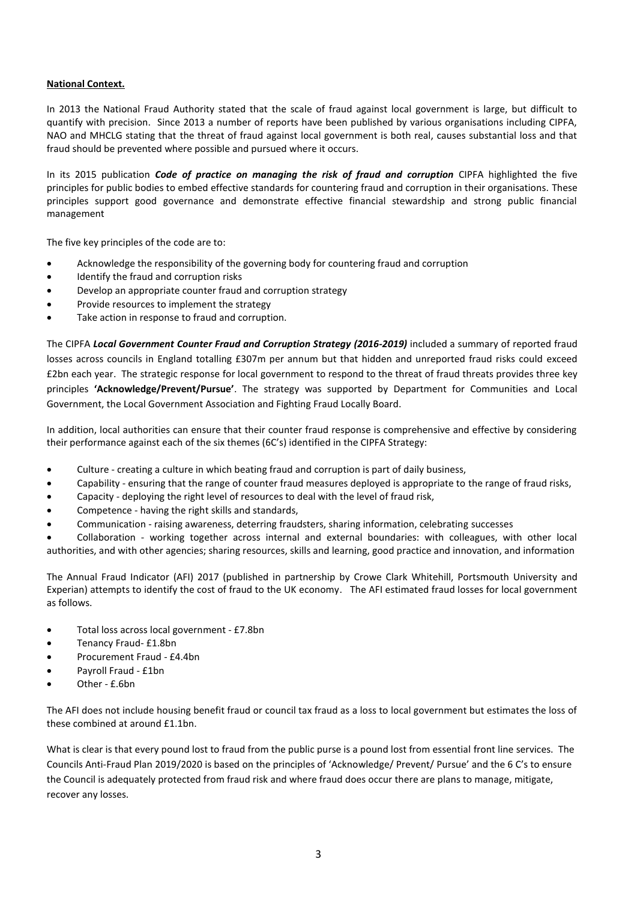**National Context.**

In 2013 the National Fraud Authority stated that the scale of fraud against local government is large, but difficult to quantify with precision. Since 2013 a number of reports have been published by various organisations including CIPFA, NAO and MHCLG stating that the threat of fraud against local government is both real, causes substantial loss and that fraud should be prevented where possible and pursued where it occurs.

In its 2015 publication ***Code of practice on managing the risk of fraud and corruption*** CIPFA highlighted the five principles for public bodies to embed effective standards for countering fraud and corruption in their organisations. These principles support good governance and demonstrate effective financial stewardship and strong public financial management

The five key principles of the code are to:

- Acknowledge the responsibility of the governing body for countering fraud and corruption
- Identify the fraud and corruption risks
- Develop an appropriate counter fraud and corruption strategy
- Provide resources to implement the strategy
- Take action in response to fraud and corruption.

The CIPFA ***Local Government Counter Fraud and Corruption Strategy (2016-2019)*** included a summary of reported fraud losses across councils in England totalling £307m per annum but that hidden and unreported fraud risks could exceed £2bn each year. The strategic response for local government to respond to the threat of fraud threats provides three key principles **'Acknowledge/Prevent/Pursue'**. The strategy was supported by Department for Communities and Local Government, the Local Government Association and Fighting Fraud Locally Board.

In addition, local authorities can ensure that their counter fraud response is comprehensive and effective by considering their performance against each of the six themes (6C's) identified in the CIPFA Strategy:

- Culture - creating a culture in which beating fraud and corruption is part of daily business,
- Capability - ensuring that the range of counter fraud measures deployed is appropriate to the range of fraud risks,
- Capacity - deploying the right level of resources to deal with the level of fraud risk,
- Competence - having the right skills and standards,
- Communication - raising awareness, deterring fraudsters, sharing information, celebrating successes
- Collaboration - working together across internal and external boundaries: with colleagues, with other local authorities, and with other agencies; sharing resources, skills and learning, good practice and innovation, and information

The Annual Fraud Indicator (AFI) 2017 (published in partnership by Crowe Clark Whitehill, Portsmouth University and Experian) attempts to identify the cost of fraud to the UK economy. The AFI estimated fraud losses for local government as follows.

- Total loss across local government - £7.8bn
- Tenancy Fraud- £1.8bn
- Procurement Fraud - £4.4bn
- Payroll Fraud - £1bn
- Other - £.6bn

The AFI does not include housing benefit fraud or council tax fraud as a loss to local government but estimates the loss of these combined at around £1.1bn.

What is clear is that every pound lost to fraud from the public purse is a pound lost from essential front line services. The Councils Anti-Fraud Plan 2019/2020 is based on the principles of 'Acknowledge/ Prevent/ Pursue' and the 6 C's to ensure the Council is adequately protected from fraud risk and where fraud does occur there are plans to manage, mitigate, recover any losses.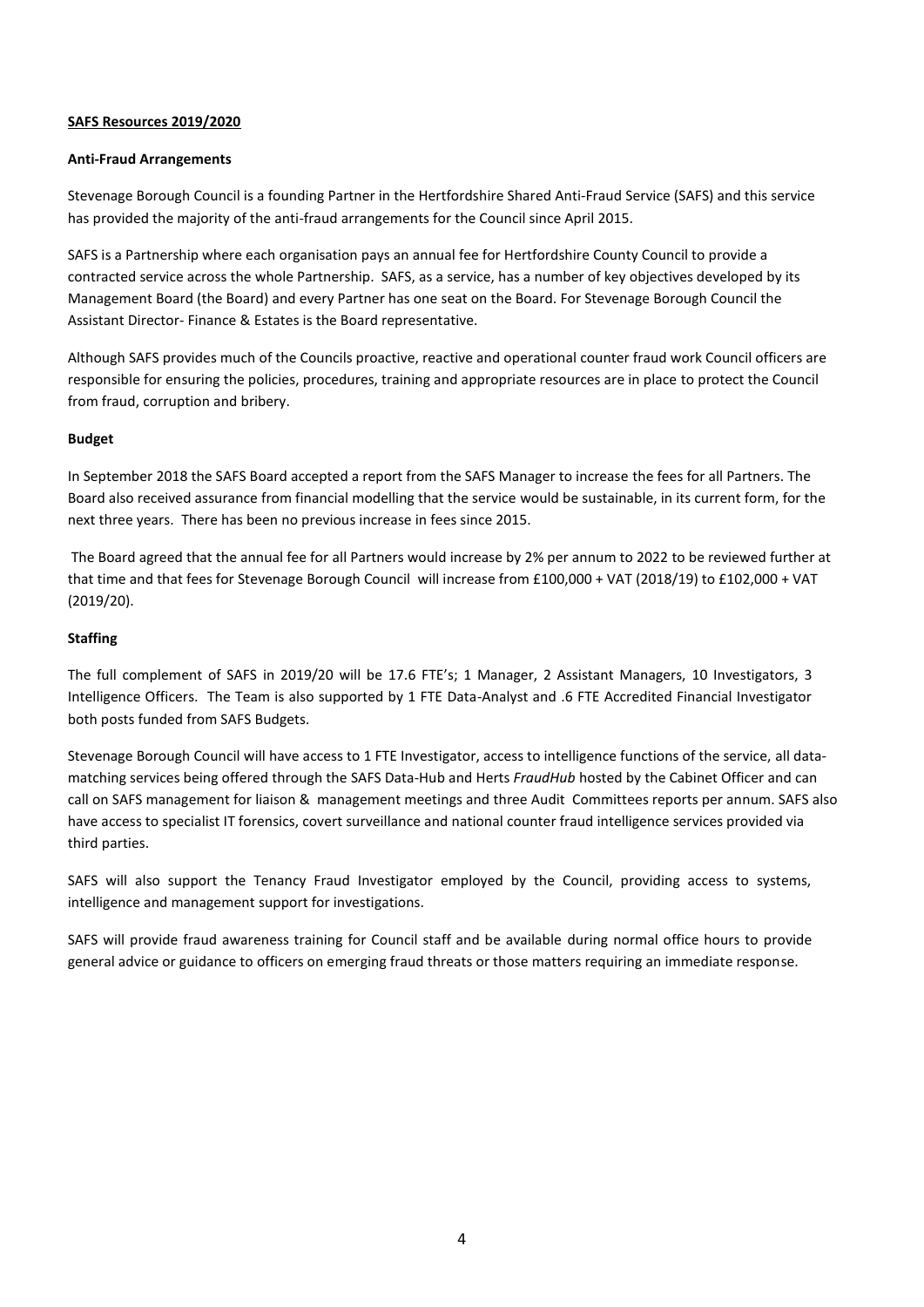**SAFS Resources 2019/2020**

**Anti-Fraud Arrangements**

Stevenage Borough Council is a founding Partner in the Hertfordshire Shared Anti-Fraud Service (SAFS) and this service has provided the majority of the anti-fraud arrangements for the Council since April 2015.

SAFS is a Partnership where each organisation pays an annual fee for Hertfordshire County Council to provide a contracted service across the whole Partnership. SAFS, as a service, has a number of key objectives developed by its Management Board (the Board) and every Partner has one seat on the Board. For Stevenage Borough Council the Assistant Director- Finance & Estates is the Board representative.

Although SAFS provides much of the Councils proactive, reactive and operational counter fraud work Council officers are responsible for ensuring the policies, procedures, training and appropriate resources are in place to protect the Council from fraud, corruption and bribery.

**Budget**

In September 2018 the SAFS Board accepted a report from the SAFS Manager to increase the fees for all Partners. The Board also received assurance from financial modelling that the service would be sustainable, in its current form, for the next three years. There has been no previous increase in fees since 2015.

The Board agreed that the annual fee for all Partners would increase by 2% per annum to 2022 to be reviewed further at that time and that fees for Stevenage Borough Council will increase from £100,000 + VAT (2018/19) to £102,000 + VAT (2019/20).

**Staffing**

The full complement of SAFS in 2019/20 will be 17.6 FTE's; 1 Manager, 2 Assistant Managers, 10 Investigators, 3 Intelligence Officers. The Team is also supported by 1 FTE Data-Analyst and .6 FTE Accredited Financial Investigator both posts funded from SAFS Budgets.

Stevenage Borough Council will have access to 1 FTE Investigator, access to intelligence functions of the service, all data-matching services being offered through the SAFS Data-Hub and Herts *FraudHub* hosted by the Cabinet Officer and can call on SAFS management for liaison & management meetings and three Audit Committees reports per annum. SAFS also have access to specialist IT forensics, covert surveillance and national counter fraud intelligence services provided via third parties.

SAFS will also support the Tenancy Fraud Investigator employed by the Council, providing access to systems, intelligence and management support for investigations.

SAFS will provide fraud awareness training for Council staff and be available during normal office hours to provide general advice or guidance to officers on emerging fraud threats or those matters requiring an immediate response.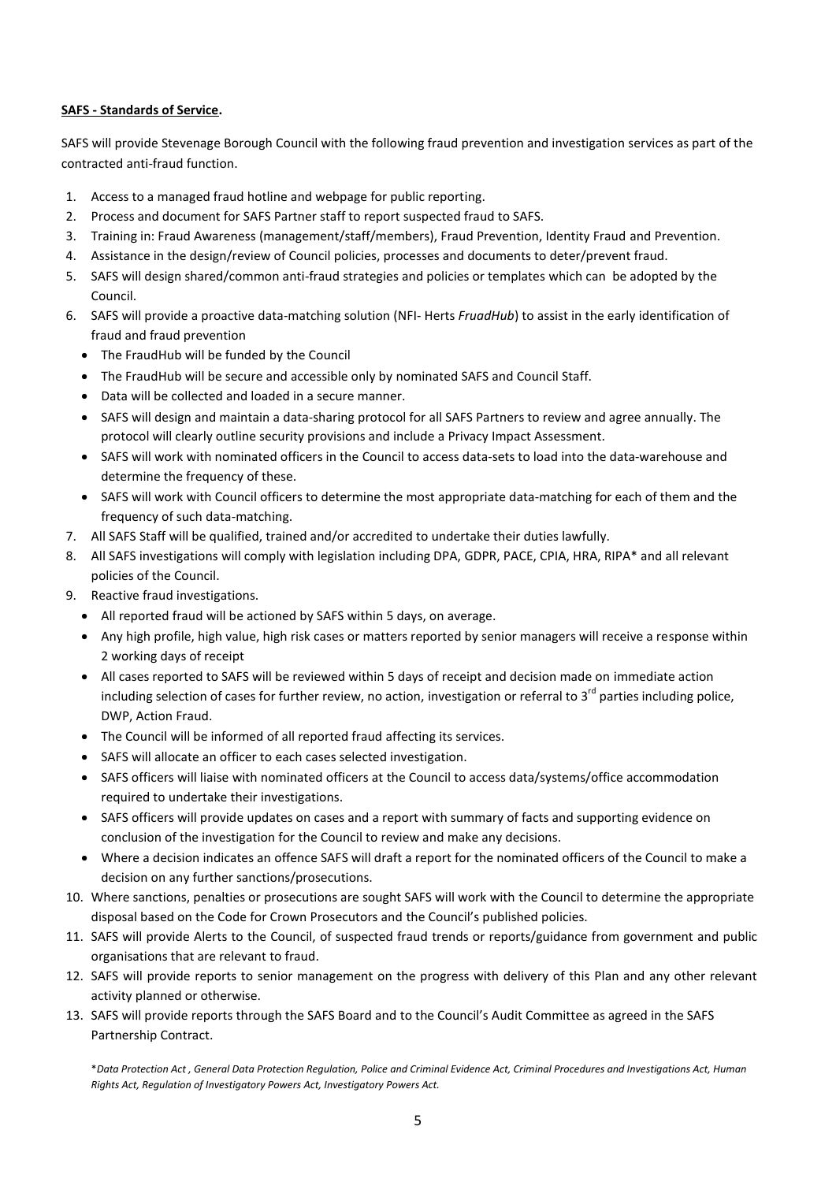**SAFS - Standards of Service.**

SAFS will provide Stevenage Borough Council with the following fraud prevention and investigation services as part of the contracted anti-fraud function.

1. Access to a managed fraud hotline and webpage for public reporting.
2. Process and document for SAFS Partner staff to report suspected fraud to SAFS.
3. Training in: Fraud Awareness (management/staff/members), Fraud Prevention, Identity Fraud and Prevention.
4. Assistance in the design/review of Council policies, processes and documents to deter/prevent fraud.
5. SAFS will design shared/common anti-fraud strategies and policies or templates which can be adopted by the Council.
6. SAFS will provide a proactive data-matching solution (NFI- Herts *FruadHub*) to assist in the early identification of fraud and fraud prevention
   - The FraudHub will be funded by the Council
   - The FraudHub will be secure and accessible only by nominated SAFS and Council Staff.
   - Data will be collected and loaded in a secure manner.
   - SAFS will design and maintain a data-sharing protocol for all SAFS Partners to review and agree annually. The protocol will clearly outline security provisions and include a Privacy Impact Assessment.
   - SAFS will work with nominated officers in the Council to access data-sets to load into the data-warehouse and determine the frequency of these.
   - SAFS will work with Council officers to determine the most appropriate data-matching for each of them and the frequency of such data-matching.
7. All SAFS Staff will be qualified, trained and/or accredited to undertake their duties lawfully.
8. All SAFS investigations will comply with legislation including DPA, GDPR, PACE, CPIA, HRA, RIPA* and all relevant policies of the Council.
9. Reactive fraud investigations.
   - All reported fraud will be actioned by SAFS within 5 days, on average.
   - Any high profile, high value, high risk cases or matters reported by senior managers will receive a response within 2 working days of receipt
   - All cases reported to SAFS will be reviewed within 5 days of receipt and decision made on immediate action including selection of cases for further review, no action, investigation or referral to 3rd parties including police, DWP, Action Fraud.
   - The Council will be informed of all reported fraud affecting its services.
   - SAFS will allocate an officer to each cases selected investigation.
   - SAFS officers will liaise with nominated officers at the Council to access data/systems/office accommodation required to undertake their investigations.
   - SAFS officers will provide updates on cases and a report with summary of facts and supporting evidence on conclusion of the investigation for the Council to review and make any decisions.
   - Where a decision indicates an offence SAFS will draft a report for the nominated officers of the Council to make a decision on any further sanctions/prosecutions.
10. Where sanctions, penalties or prosecutions are sought SAFS will work with the Council to determine the appropriate disposal based on the Code for Crown Prosecutors and the Council's published policies.
11. SAFS will provide Alerts to the Council, of suspected fraud trends or reports/guidance from government and public organisations that are relevant to fraud.
12. SAFS will provide reports to senior management on the progress with delivery of this Plan and any other relevant activity planned or otherwise.
13. SAFS will provide reports through the SAFS Board and to the Council's Audit Committee as agreed in the SAFS Partnership Contract.

**Data Protection Act , General Data Protection Regulation, Police and Criminal Evidence Act, Criminal Procedures and Investigations Act, Human Rights Act, Regulation of Investigatory Powers Act, Investigatory Powers Act.*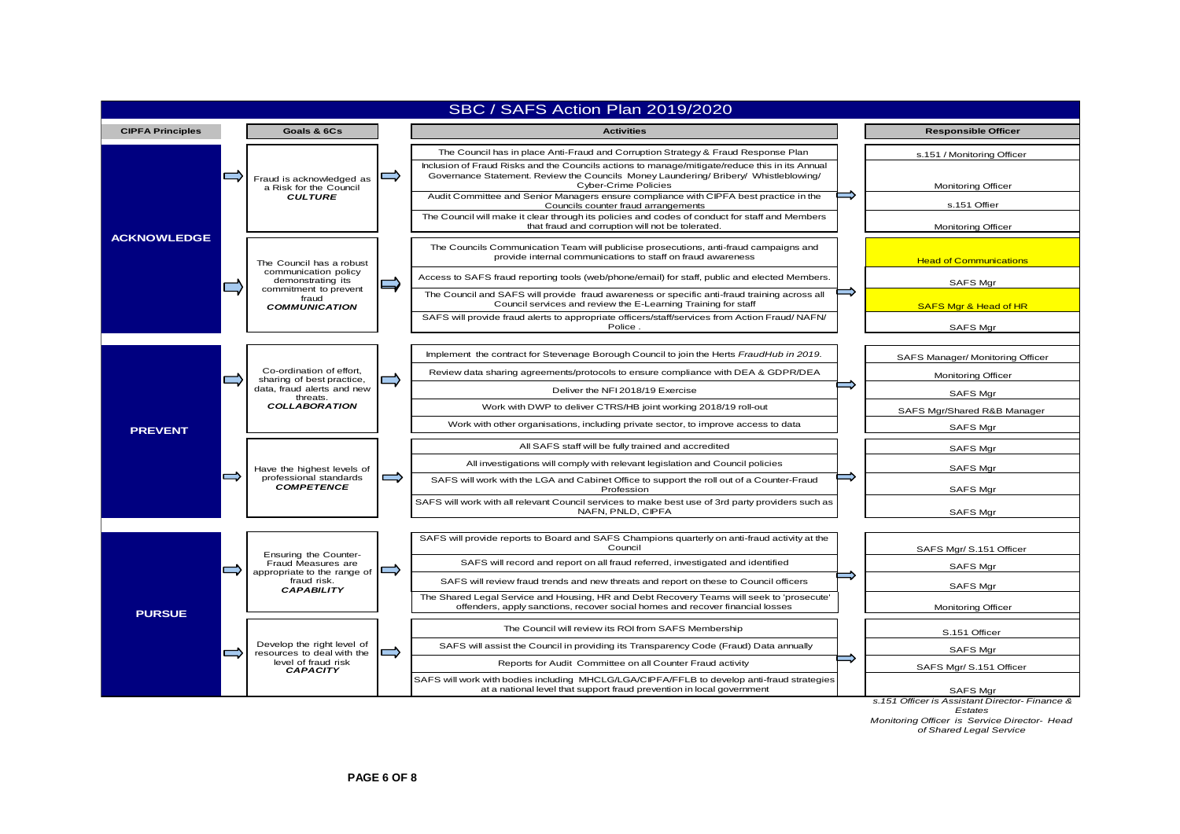# SBC / SAFS Action Plan 2019/2020

| CIPFA Principles | Goals & 6Cs | Activities | Responsible Officer |
|---|---|---|---|
| ACKNOWLEDGE | Fraud is acknowledged as a Risk for the Council ***CULTURE*** | The Council has in place Anti-Fraud and Corruption Strategy & Fraud Response Plan | s.151 / Monitoring Officer |
| | | Inclusion of Fraud Risks and the Councils actions to manage/mitigate/reduce this in its Annual Governance Statement. Review the Councils Money Laundering/ Bribery/ Whistleblowing/ Cyber-Crime Policies | Monitoring Officer |
| | | Audit Committee and Senior Managers ensure compliance with CIPFA best practice in the Councils counter fraud arrangements | s.151 Offier |
| | | The Council will make it clear through its policies and codes of conduct for staff and Members that fraud and corruption will not be tolerated. | Monitoring Officer |
| | The Council has a robust communication policy demonstrating its commitment to prevent fraud ***COMMUNICATION*** | The Councils Communication Team will publicise prosecutions, anti-fraud campaigns and provide internal communications to staff on fraud awareness | Head of Communications |
| | | Access to SAFS fraud reporting tools (web/phone/email) for staff, public and elected Members. | SAFS Mgr |
| | | The Council and SAFS will provide fraud awareness or specific anti-fraud training across all Council services and review the E-Learning Training for staff | SAFS Mgr & Head of HR |
| | | SAFS will provide fraud alerts to appropriate officers/staff/services from Action Fraud/ NAFN/ Police . | SAFS Mgr |
| PREVENT | Co-ordination of effort, sharing of best practice, data, fraud alerts and new threats. ***COLLABORATION*** | Implement the contract for Stevenage Borough Council to join the Herts *FraudHub in 2019*. | SAFS Manager/ Monitoring Officer |
| | | Review data sharing agreements/protocols to ensure compliance with DEA & GDPR/DEA | Monitoring Officer |
| | | Deliver the NFI 2018/19 Exercise | SAFS Mgr |
| | | Work with DWP to deliver CTRS/HB joint working 2018/19 roll-out | SAFS Mgr/Shared R&B Manager |
| | | Work with other organisations, including private sector, to improve access to data | SAFS Mgr |
| | Have the highest levels of professional standards ***COMPETENCE*** | All SAFS staff will be fully trained and accredited | SAFS Mgr |
| | | All investigations will comply with relevant legislation and Council policies | SAFS Mgr |
| | | SAFS will work with the LGA and Cabinet Office to support the roll out of a Counter-Fraud Profession | SAFS Mgr |
| | | SAFS will work with all relevant Council services to make best use of 3rd party providers such as NAFN, PNLD, CIPFA | SAFS Mgr |
| PURSUE | Ensuring the Counter-Fraud Measures are appropriate to the range of fraud risk. ***CAPABILITY*** | SAFS will provide reports to Board and SAFS Champions quarterly on anti-fraud activity at the Council | SAFS Mgr/ S.151 Officer |
| | | SAFS will record and report on all fraud referred, investigated and identified | SAFS Mgr |
| | | SAFS will review fraud trends and new threats and report on these to Council officers | SAFS Mgr |
| | | The Shared Legal Service and Housing, HR and Debt Recovery Teams will seek to 'prosecute' offenders, apply sanctions, recover social homes and recover financial losses | Monitoring Officer |
| | Develop the right level of resources to deal with the level of fraud risk ***CAPACITY*** | The Council will review its ROI from SAFS Membership | S.151 Officer |
| | | SAFS will assist the Council in providing its Transparency Code (Fraud) Data annually | SAFS Mgr |
| | | Reports for Audit Committee on all Counter Fraud activity | SAFS Mgr/ S.151 Officer |
| | | SAFS will work with bodies including MHCLG/LGA/CIPFA/FFLB to develop anti-fraud strategies at a national level that support fraud prevention in local government | SAFS Mgr |

*s.151 Officer is Assistant Director- Finance & Estates*

*Monitoring Officer is Service Director- Head of Shared Legal Service*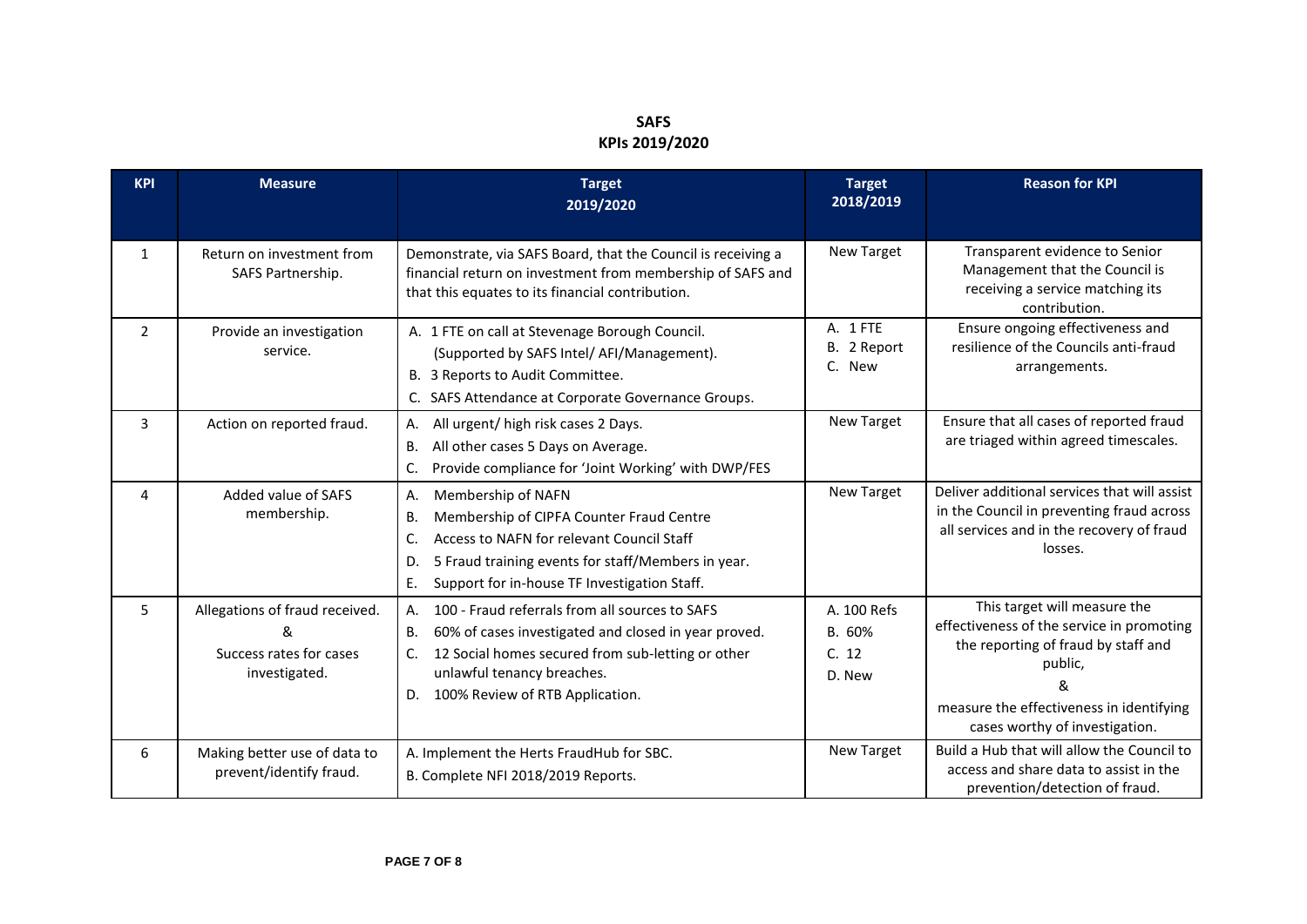**SAFS**
**KPIs 2019/2020**

| KPI | Measure | Target 2019/2020 | Target 2018/2019 | Reason for KPI |
|---|---|---|---|---|
| 1 | Return on investment from SAFS Partnership. | Demonstrate, via SAFS Board, that the Council is receiving a financial return on investment from membership of SAFS and that this equates to its financial contribution. | New Target | Transparent evidence to Senior Management that the Council is receiving a service matching its contribution. |
| 2 | Provide an investigation service. | A. 1 FTE on call at Stevenage Borough Council. (Supported by SAFS Intel/ AFI/Management).<br>B. 3 Reports to Audit Committee.<br>C. SAFS Attendance at Corporate Governance Groups. | A. 1 FTE<br>B. 2 Report<br>C. New | Ensure ongoing effectiveness and resilience of the Councils anti-fraud arrangements. |
| 3 | Action on reported fraud. | A. All urgent/ high risk cases 2 Days.<br>B. All other cases 5 Days on Average.<br>C. Provide compliance for 'Joint Working' with DWP/FES | New Target | Ensure that all cases of reported fraud are triaged within agreed timescales. |
| 4 | Added value of SAFS membership. | A. Membership of NAFN<br>B. Membership of CIPFA Counter Fraud Centre<br>C. Access to NAFN for relevant Council Staff<br>D. 5 Fraud training events for staff/Members in year.<br>E. Support for in-house TF Investigation Staff. | New Target | Deliver additional services that will assist in the Council in preventing fraud across all services and in the recovery of fraud losses. |
| 5 | Allegations of fraud received.<br>&<br>Success rates for cases investigated. | A. 100 - Fraud referrals from all sources to SAFS<br>B. 60% of cases investigated and closed in year proved.<br>C. 12 Social homes secured from sub-letting or other unlawful tenancy breaches.<br>D. 100% Review of RTB Application. | A. 100 Refs<br>B. 60%<br>C. 12<br>D. New | This target will measure the effectiveness of the service in promoting the reporting of fraud by staff and public,<br>&<br>measure the effectiveness in identifying cases worthy of investigation. |
| 6 | Making better use of data to prevent/identify fraud. | A. Implement the Herts FraudHub for SBC.<br>B. Complete NFI 2018/2019 Reports. | New Target | Build a Hub that will allow the Council to access and share data to assist in the prevention/detection of fraud. |